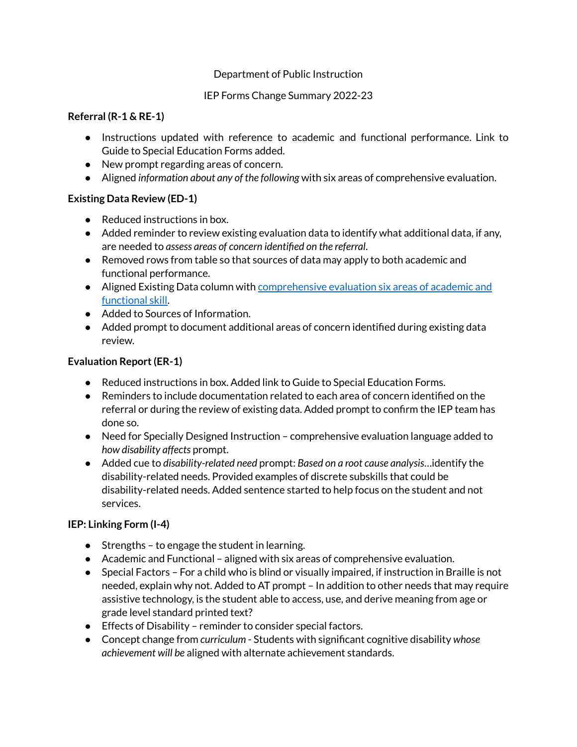Department of Public Instruction

IEP Forms Change Summary 2022-23

**Referral (R-1 & RE-1)**

- Instructions updated with reference to academic and functional performance. Link to Guide to Special Education Forms added.
- New prompt regarding areas of concern.
- Aligned *information about any of the following* with six areas of comprehensive evaluation.

**Existing Data Review (ED-1)**

- Reduced instructions in box.
- Added reminder to review existing evaluation data to identify what additional data, if any, are needed to *assess areas of concern identified on the referral*.
- Removed rows from table so that sources of data may apply to both academic and functional performance.
- Aligned Existing Data column with comprehensive evaluation six areas of academic and functional skill.
- Added to Sources of Information.
- Added prompt to document additional areas of concern identified during existing data review.

**Evaluation Report (ER-1)**

- Reduced instructions in box. Added link to Guide to Special Education Forms.
- Reminders to include documentation related to each area of concern identified on the referral or during the review of existing data. Added prompt to confirm the IEP team has done so.
- Need for Specially Designed Instruction – comprehensive evaluation language added to *how disability affects* prompt.
- Added cue to *disability-related need* prompt: *Based on a root cause analysis*…identify the disability-related needs. Provided examples of discrete subskills that could be disability-related needs. Added sentence started to help focus on the student and not services.

**IEP: Linking Form (I-4)**

- Strengths – to engage the student in learning.
- Academic and Functional – aligned with six areas of comprehensive evaluation.
- Special Factors – For a child who is blind or visually impaired, if instruction in Braille is not needed, explain why not. Added to AT prompt – In addition to other needs that may require assistive technology, is the student able to access, use, and derive meaning from age or grade level standard printed text?
- Effects of Disability – reminder to consider special factors.
- Concept change from *curriculum* - Students with significant cognitive disability *whose achievement will be* aligned with alternate achievement standards.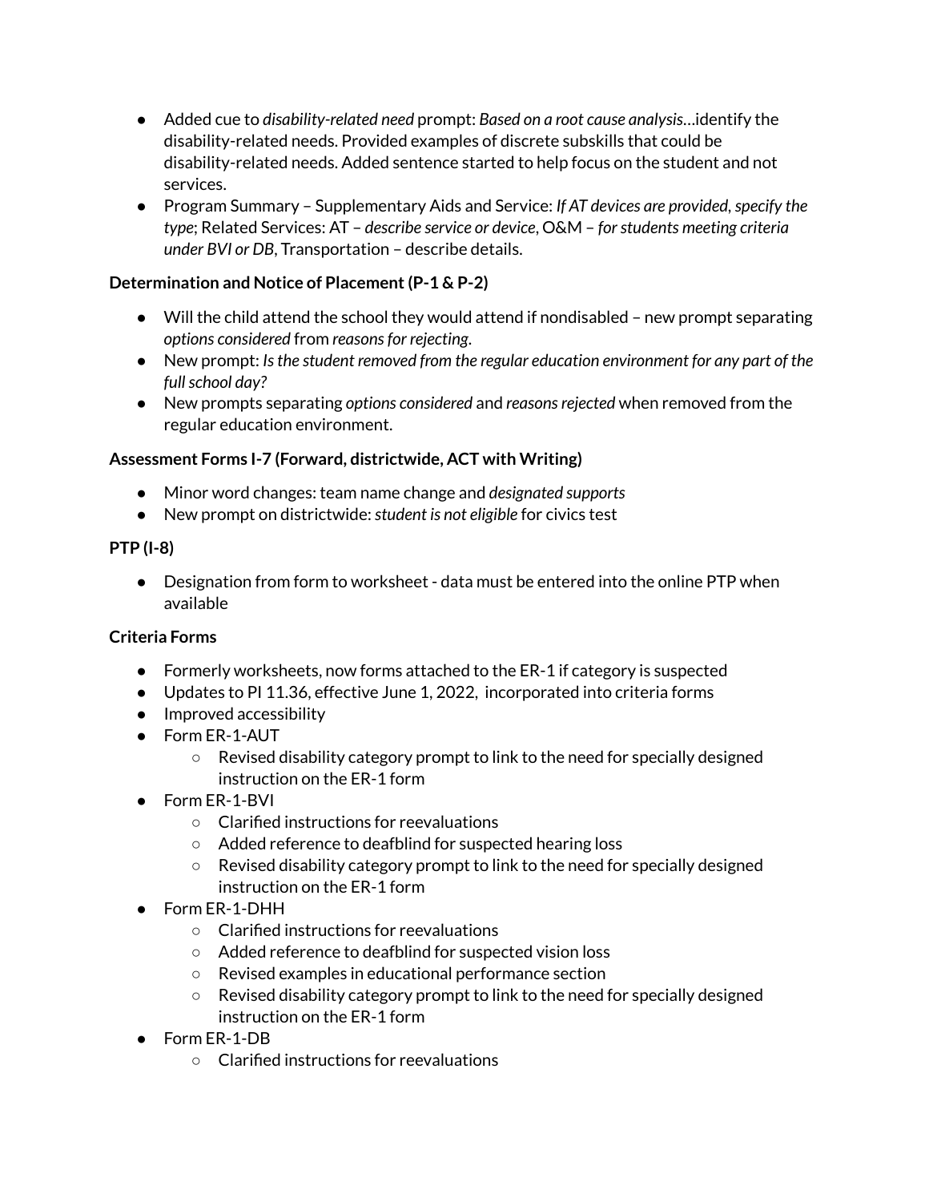- Added cue to *disability-related need* prompt: *Based on a root cause analysis*…identify the disability-related needs. Provided examples of discrete subskills that could be disability-related needs. Added sentence started to help focus on the student and not services.
- Program Summary – Supplementary Aids and Service: *If AT devices are provided, specify the type*; Related Services: AT – *describe service or device*, O&M – *for students meeting criteria under BVI or DB*, Transportation – describe details.

**Determination and Notice of Placement (P-1 & P-2)**

- Will the child attend the school they would attend if nondisabled – new prompt separating *options considered* from *reasons for rejecting*.
- New prompt: *Is the student removed from the regular education environment for any part of the full school day?*
- New prompts separating *options considered* and *reasons rejected* when removed from the regular education environment.

**Assessment Forms I-7 (Forward, districtwide, ACT with Writing)**

- Minor word changes: team name change and *designated supports*
- New prompt on districtwide: *student is not eligible* for civics test

**PTP (I-8)**

- Designation from form to worksheet - data must be entered into the online PTP when available

**Criteria Forms**

- Formerly worksheets, now forms attached to the ER-1 if category is suspected
- Updates to PI 11.36, effective June 1, 2022, incorporated into criteria forms
- Improved accessibility
- Form ER-1-AUT
  - Revised disability category prompt to link to the need for specially designed instruction on the ER-1 form
- Form ER-1-BVI
  - Clarified instructions for reevaluations
  - Added reference to deafblind for suspected hearing loss
  - Revised disability category prompt to link to the need for specially designed instruction on the ER-1 form
- Form ER-1-DHH
  - Clarified instructions for reevaluations
  - Added reference to deafblind for suspected vision loss
  - Revised examples in educational performance section
  - Revised disability category prompt to link to the need for specially designed instruction on the ER-1 form
- Form ER-1-DB
  - Clarified instructions for reevaluations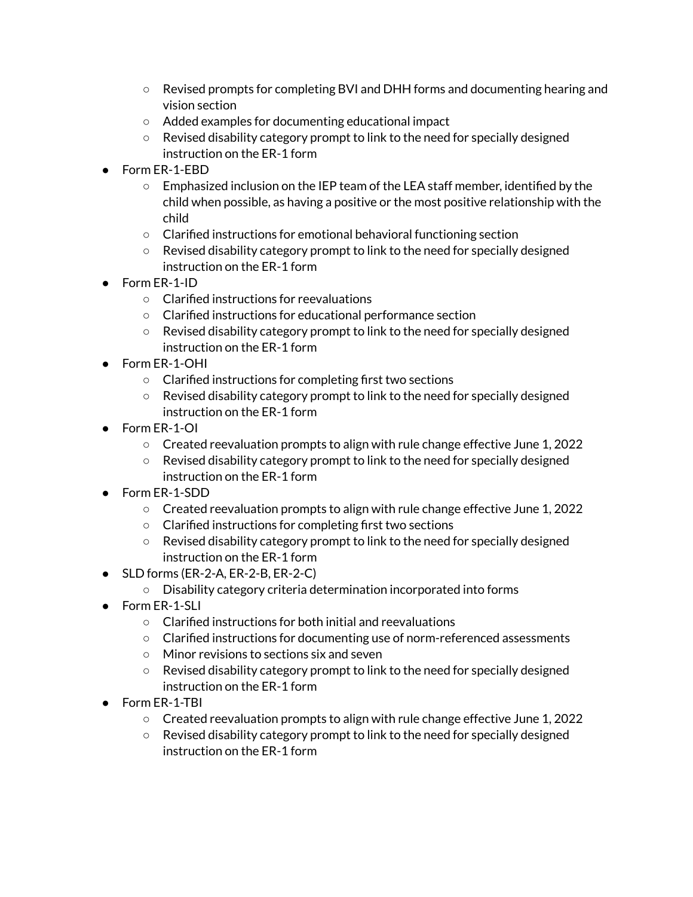- Revised prompts for completing BVI and DHH forms and documenting hearing and vision section
    - Added examples for documenting educational impact
    - Revised disability category prompt to link to the need for specially designed instruction on the ER-1 form
- Form ER-1-EBD
    - Emphasized inclusion on the IEP team of the LEA staff member, identified by the child when possible, as having a positive or the most positive relationship with the child
    - Clarified instructions for emotional behavioral functioning section
    - Revised disability category prompt to link to the need for specially designed instruction on the ER-1 form
- Form ER-1-ID
    - Clarified instructions for reevaluations
    - Clarified instructions for educational performance section
    - Revised disability category prompt to link to the need for specially designed instruction on the ER-1 form
- Form ER-1-OHI
    - Clarified instructions for completing first two sections
    - Revised disability category prompt to link to the need for specially designed instruction on the ER-1 form
- Form ER-1-OI
    - Created reevaluation prompts to align with rule change effective June 1, 2022
    - Revised disability category prompt to link to the need for specially designed instruction on the ER-1 form
- Form ER-1-SDD
    - Created reevaluation prompts to align with rule change effective June 1, 2022
    - Clarified instructions for completing first two sections
    - Revised disability category prompt to link to the need for specially designed instruction on the ER-1 form
- SLD forms (ER-2-A, ER-2-B, ER-2-C)
    - Disability category criteria determination incorporated into forms
- Form ER-1-SLI
    - Clarified instructions for both initial and reevaluations
    - Clarified instructions for documenting use of norm-referenced assessments
    - Minor revisions to sections six and seven
    - Revised disability category prompt to link to the need for specially designed instruction on the ER-1 form
- Form ER-1-TBI
    - Created reevaluation prompts to align with rule change effective June 1, 2022
    - Revised disability category prompt to link to the need for specially designed instruction on the ER-1 form